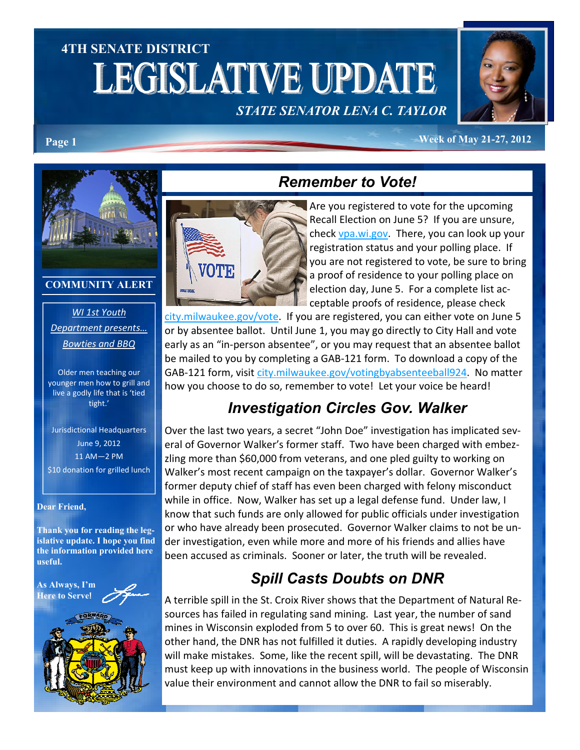# 4TH SENATE DISTRICT LEGISLATIVE UPDATE

**STATE SENATOR LENA C. TAYLOR**

**Week of May 21-27, 2012**

### COMMUNITY ALERT

*WI 1st Youth Department presents… Bowties and BBQ*

Older men teaching our younger men how to grill and live a godly life that is 'tied tight.'

Jurisdictional Headquarters
June 9, 2012
11 AM—2 PM
$10 donation for grilled lunch

**Dear Friend,**

**Thank you for reading the legislative update. I hope you find the information provided here useful.**

**As Always, I'm Here to Serve!**

## *Remember to Vote!*

Are you registered to vote for the upcoming Recall Election on June 5? If you are unsure, check vpa.wi.gov. There, you can look up your registration status and your polling place. If you are not registered to vote, be sure to bring a proof of residence to your polling place on election day, June 5. For a complete list acceptable proofs of residence, please check city.milwaukee.gov/vote. If you are registered, you can either vote on June 5 or by absentee ballot. Until June 1, you may go directly to City Hall and vote early as an "in-person absentee", or you may request that an absentee ballot be mailed to you by completing a GAB-121 form. To download a copy of the GAB-121 form, visit city.milwaukee.gov/votingbyabsenteeball924. No matter how you choose to do so, remember to vote! Let your voice be heard!

## *Investigation Circles Gov. Walker*

Over the last two years, a secret "John Doe" investigation has implicated several of Governor Walker's former staff. Two have been charged with embezzling more than $60,000 from veterans, and one pled guilty to working on Walker's most recent campaign on the taxpayer's dollar. Governor Walker's former deputy chief of staff has even been charged with felony misconduct while in office. Now, Walker has set up a legal defense fund. Under law, I know that such funds are only allowed for public officials under investigation or who have already been prosecuted. Governor Walker claims to not be under investigation, even while more and more of his friends and allies have been accused as criminals. Sooner or later, the truth will be revealed.

## *Spill Casts Doubts on DNR*

A terrible spill in the St. Croix River shows that the Department of Natural Resources has failed in regulating sand mining. Last year, the number of sand mines in Wisconsin exploded from 5 to over 60. This is great news! On the other hand, the DNR has not fulfilled it duties. A rapidly developing industry will make mistakes. Some, like the recent spill, will be devastating. The DNR must keep up with innovations in the business world. The people of Wisconsin value their environment and cannot allow the DNR to fail so miserably.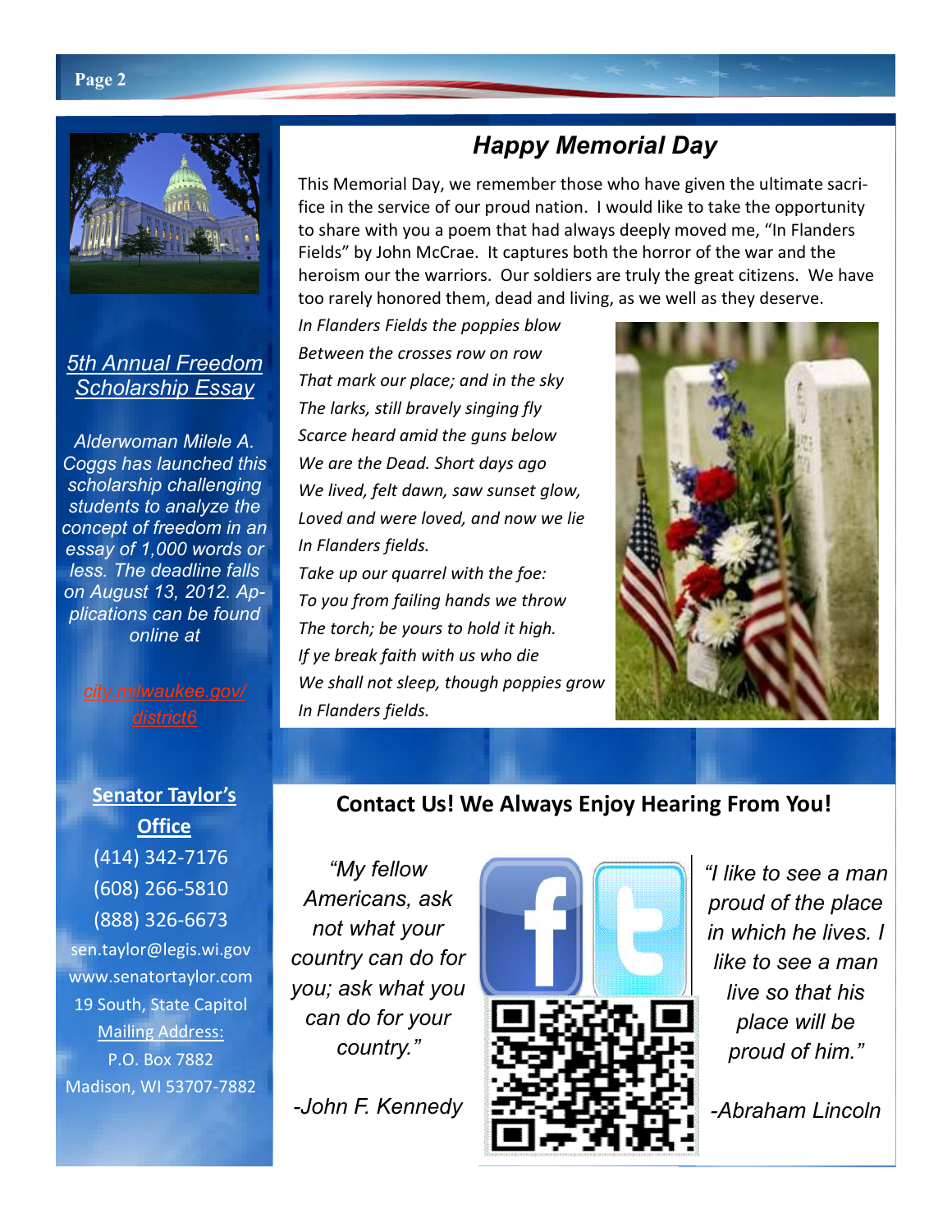## 5th Annual Freedom Scholarship Essay

*Alderwoman Milele A. Coggs has launched this scholarship challenging students to analyze the concept of freedom in an essay of 1,000 words or less. The deadline falls on August 13, 2012. Applications can be found online at*

city.milwaukee.gov/district6

## Happy Memorial Day

This Memorial Day, we remember those who have given the ultimate sacrifice in the service of our proud nation. I would like to take the opportunity to share with you a poem that had always deeply moved me, "In Flanders Fields" by John McCrae. It captures both the horror of the war and the heroism our the warriors. Our soldiers are truly the great citizens. We have too rarely honored them, dead and living, as we well as they deserve.

*In Flanders Fields the poppies blow*
*Between the crosses row on row*
*That mark our place; and in the sky*
*The larks, still bravely singing fly*
*Scarce heard amid the guns below*
*We are the Dead. Short days ago*
*We lived, felt dawn, saw sunset glow,*
*Loved and were loved, and now we lie*
*In Flanders fields.*
*Take up our quarrel with the foe:*
*To you from failing hands we throw*
*The torch; be yours to hold it high.*
*If ye break faith with us who die*
*We shall not sleep, though poppies grow*
*In Flanders fields.*

**Senator Taylor's Office**

(414) 342-7176
(608) 266-5810
(888) 326-6673
sen.taylor@legis.wi.gov
www.senatortaylor.com
19 South, State Capitol
Mailing Address:
P.O. Box 7882
Madison, WI 53707-7882

## Contact Us! We Always Enjoy Hearing From You!

*"My fellow Americans, ask not what your country can do for you; ask what you can do for your country."*

*-John F. Kennedy*

*"I like to see a man proud of the place in which he lives. I like to see a man live so that his place will be proud of him."*

*-Abraham Lincoln*